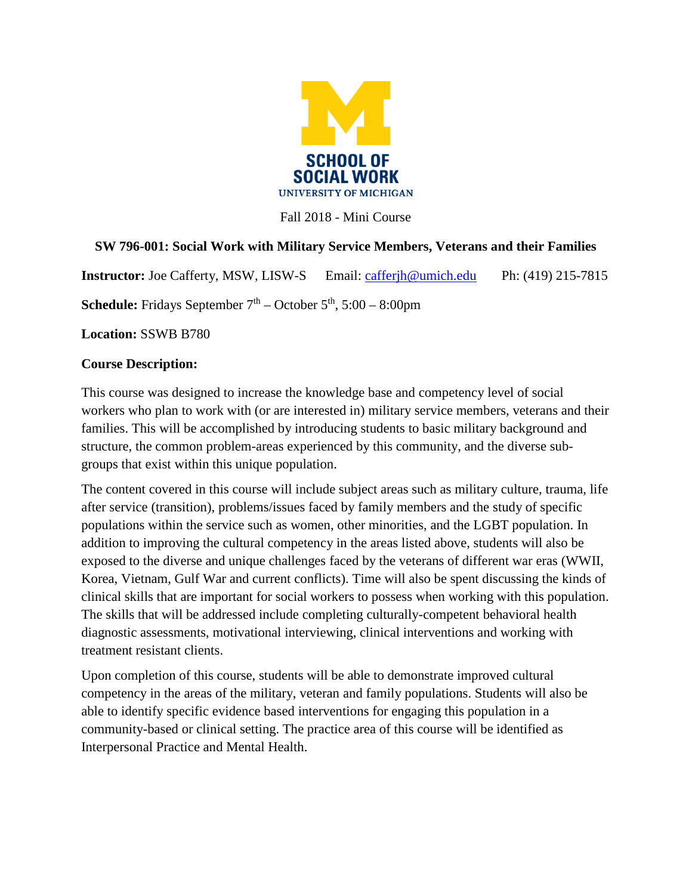SCHOOL OF SOCIAL WORK
UNIVERSITY OF MICHIGAN

Fall 2018 - Mini Course

**SW 796-001: Social Work with Military Service Members, Veterans and their Families**

**Instructor:** Joe Cafferty, MSW, LISW-S  Email: cafferjh@umich.edu  Ph: (419) 215-7815

**Schedule:** Fridays September 7th – October 5th, 5:00 – 8:00pm

**Location:** SSWB B780

**Course Description:**

This course was designed to increase the knowledge base and competency level of social workers who plan to work with (or are interested in) military service members, veterans and their families. This will be accomplished by introducing students to basic military background and structure, the common problem-areas experienced by this community, and the diverse sub-groups that exist within this unique population.

The content covered in this course will include subject areas such as military culture, trauma, life after service (transition), problems/issues faced by family members and the study of specific populations within the service such as women, other minorities, and the LGBT population. In addition to improving the cultural competency in the areas listed above, students will also be exposed to the diverse and unique challenges faced by the veterans of different war eras (WWII, Korea, Vietnam, Gulf War and current conflicts). Time will also be spent discussing the kinds of clinical skills that are important for social workers to possess when working with this population. The skills that will be addressed include completing culturally-competent behavioral health diagnostic assessments, motivational interviewing, clinical interventions and working with treatment resistant clients.

Upon completion of this course, students will be able to demonstrate improved cultural competency in the areas of the military, veteran and family populations. Students will also be able to identify specific evidence based interventions for engaging this population in a community-based or clinical setting. The practice area of this course will be identified as Interpersonal Practice and Mental Health.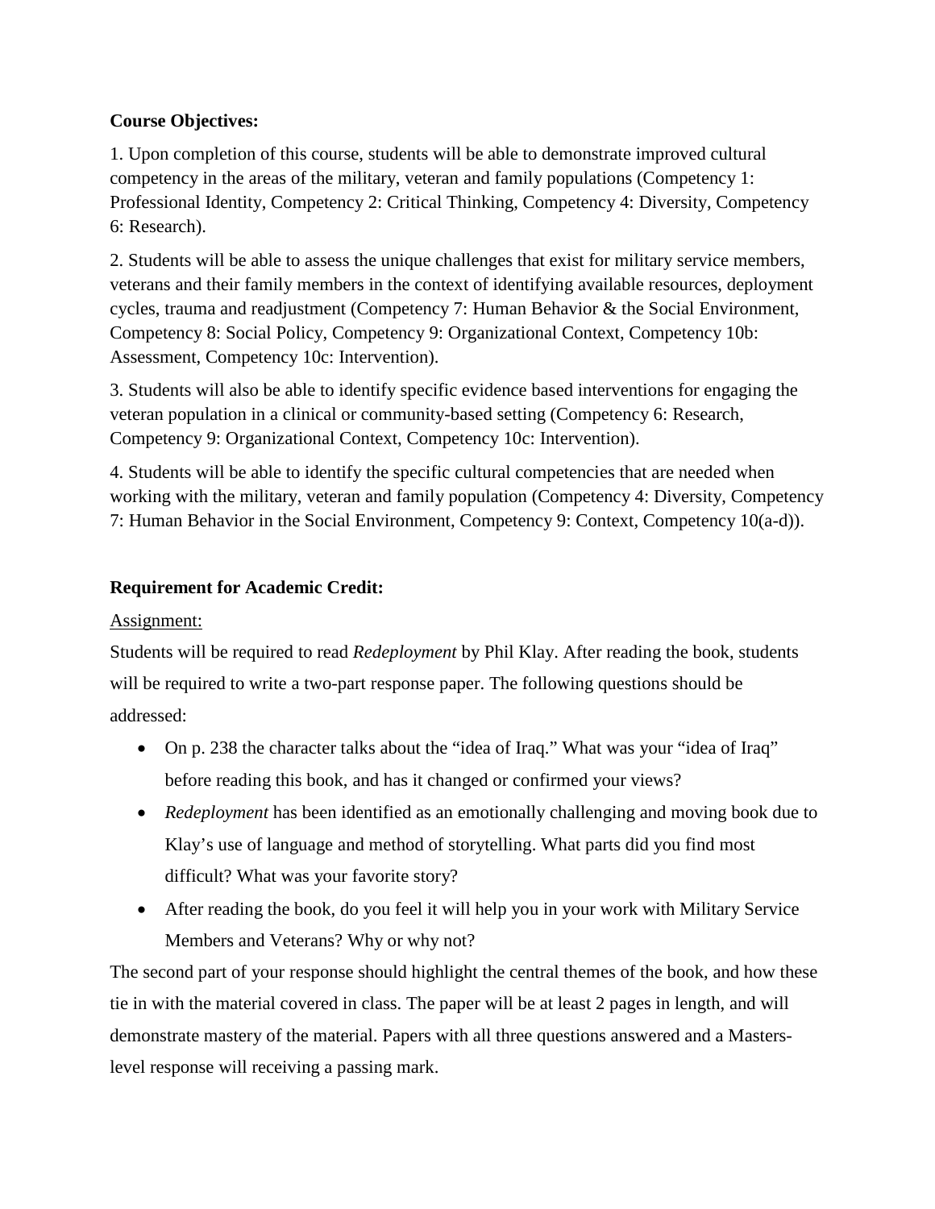**Course Objectives:**

1. Upon completion of this course, students will be able to demonstrate improved cultural competency in the areas of the military, veteran and family populations (Competency 1: Professional Identity, Competency 2: Critical Thinking, Competency 4: Diversity, Competency 6: Research).

2. Students will be able to assess the unique challenges that exist for military service members, veterans and their family members in the context of identifying available resources, deployment cycles, trauma and readjustment (Competency 7: Human Behavior & the Social Environment, Competency 8: Social Policy, Competency 9: Organizational Context, Competency 10b: Assessment, Competency 10c: Intervention).

3. Students will also be able to identify specific evidence based interventions for engaging the veteran population in a clinical or community-based setting (Competency 6: Research, Competency 9: Organizational Context, Competency 10c: Intervention).

4. Students will be able to identify the specific cultural competencies that are needed when working with the military, veteran and family population (Competency 4: Diversity, Competency 7: Human Behavior in the Social Environment, Competency 9: Context, Competency 10(a-d)).

**Requirement for Academic Credit:**

<u>Assignment:</u>

Students will be required to read *Redeployment* by Phil Klay. After reading the book, students will be required to write a two-part response paper. The following questions should be addressed:

- On p. 238 the character talks about the "idea of Iraq." What was your "idea of Iraq" before reading this book, and has it changed or confirmed your views?
- *Redeployment* has been identified as an emotionally challenging and moving book due to Klay's use of language and method of storytelling. What parts did you find most difficult? What was your favorite story?
- After reading the book, do you feel it will help you in your work with Military Service Members and Veterans? Why or why not?

The second part of your response should highlight the central themes of the book, and how these tie in with the material covered in class. The paper will be at least 2 pages in length, and will demonstrate mastery of the material. Papers with all three questions answered and a Masters-level response will receiving a passing mark.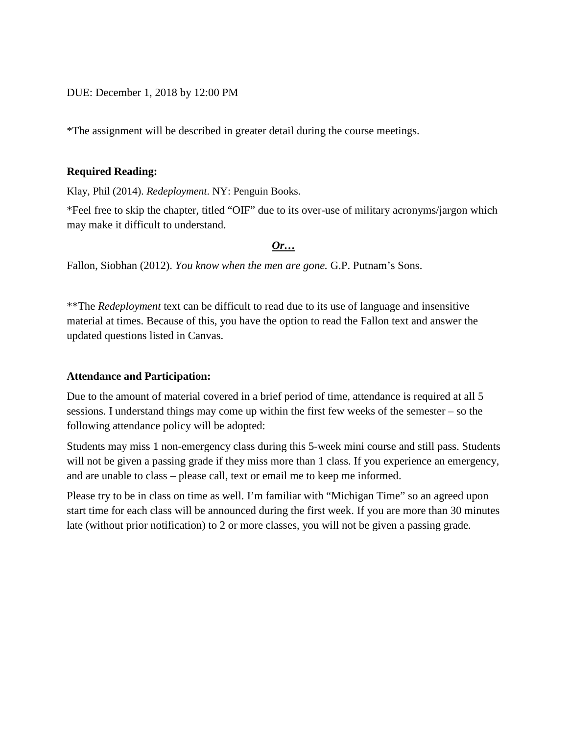DUE: December 1, 2018 by 12:00 PM

*The assignment will be described in greater detail during the course meetings.

**Required Reading:**

Klay, Phil (2014). *Redeployment*. NY: Penguin Books.

*Feel free to skip the chapter, titled "OIF" due to its over-use of military acronyms/jargon which may make it difficult to understand.

<center>***<u>Or…</u>***</center>

Fallon, Siobhan (2012). *You know when the men are gone.* G.P. Putnam's Sons.

**The *Redeployment* text can be difficult to read due to its use of language and insensitive material at times. Because of this, you have the option to read the Fallon text and answer the updated questions listed in Canvas.

**Attendance and Participation:**

Due to the amount of material covered in a brief period of time, attendance is required at all 5 sessions. I understand things may come up within the first few weeks of the semester – so the following attendance policy will be adopted:

Students may miss 1 non-emergency class during this 5-week mini course and still pass. Students will not be given a passing grade if they miss more than 1 class. If you experience an emergency, and are unable to class – please call, text or email me to keep me informed.

Please try to be in class on time as well. I'm familiar with "Michigan Time" so an agreed upon start time for each class will be announced during the first week. If you are more than 30 minutes late (without prior notification) to 2 or more classes, you will not be given a passing grade.